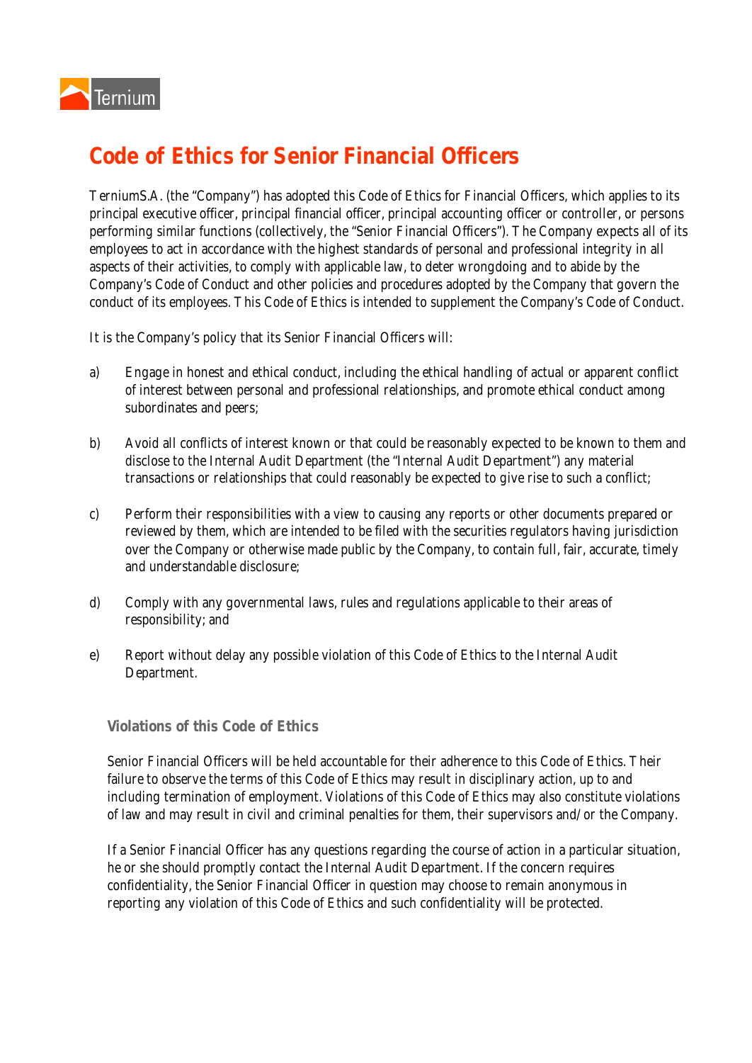# Code of Ethics for Senior Financial Officers

TerniumS.A. (the "Company") has adopted this Code of Ethics for Financial Officers, which applies to its principal executive officer, principal financial officer, principal accounting officer or controller, or persons performing similar functions (collectively, the "Senior Financial Officers"). The Company expects all of its employees to act in accordance with the highest standards of personal and professional integrity in all aspects of their activities, to comply with applicable law, to deter wrongdoing and to abide by the Company's Code of Conduct and other policies and procedures adopted by the Company that govern the conduct of its employees. This Code of Ethics is intended to supplement the Company's Code of Conduct.

It is the Company's policy that its Senior Financial Officers will:

a) Engage in honest and ethical conduct, including the ethical handling of actual or apparent conflict of interest between personal and professional relationships, and promote ethical conduct among subordinates and peers;

b) Avoid all conflicts of interest known or that could be reasonably expected to be known to them and disclose to the Internal Audit Department (the "Internal Audit Department") any material transactions or relationships that could reasonably be expected to give rise to such a conflict;

c) Perform their responsibilities with a view to causing any reports or other documents prepared or reviewed by them, which are intended to be filed with the securities regulators having jurisdiction over the Company or otherwise made public by the Company, to contain full, fair, accurate, timely and understandable disclosure;

d) Comply with any governmental laws, rules and regulations applicable to their areas of responsibility; and

e) Report without delay any possible violation of this Code of Ethics to the Internal Audit Department.

## Violations of this Code of Ethics

Senior Financial Officers will be held accountable for their adherence to this Code of Ethics. Their failure to observe the terms of this Code of Ethics may result in disciplinary action, up to and including termination of employment. Violations of this Code of Ethics may also constitute violations of law and may result in civil and criminal penalties for them, their supervisors and/or the Company.

If a Senior Financial Officer has any questions regarding the course of action in a particular situation, he or she should promptly contact the Internal Audit Department. If the concern requires confidentiality, the Senior Financial Officer in question may choose to remain anonymous in reporting any violation of this Code of Ethics and such confidentiality will be protected.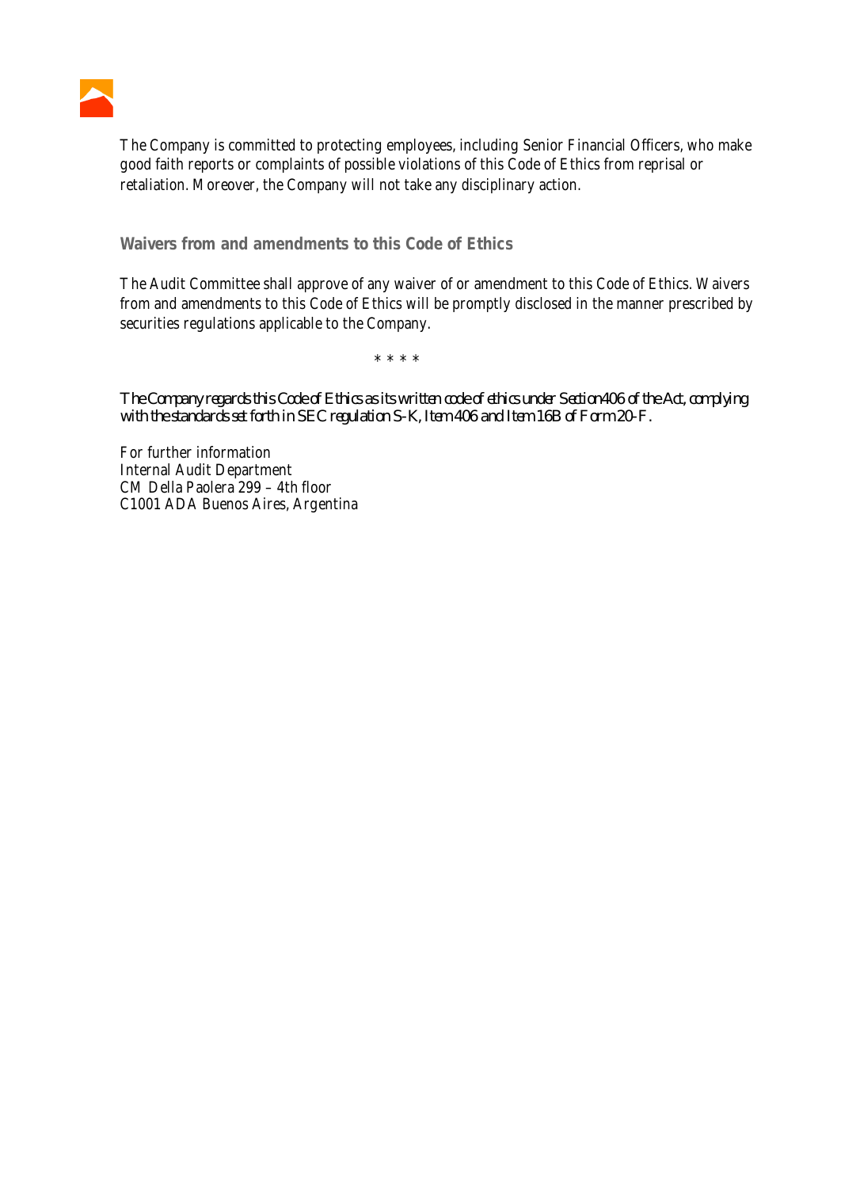The Company is committed to protecting employees, including Senior Financial Officers, who make good faith reports or complaints of possible violations of this Code of Ethics from reprisal or retaliation. Moreover, the Company will not take any disciplinary action.

## Waivers from and amendments to this Code of Ethics

The Audit Committee shall approve of any waiver of or amendment to this Code of Ethics. Waivers from and amendments to this Code of Ethics will be promptly disclosed in the manner prescribed by securities regulations applicable to the Company.

\* \* \* \*

*The Company regards this Code of Ethics as its written code of ethics under Section 406 of the Act, complying with the standards set forth in SEC regulation S-K, Item 406 and Item 16B of Form 20-F.*

For further information
Internal Audit Department
CM Della Paolera 299 – 4th floor
C1001 ADA Buenos Aires, Argentina